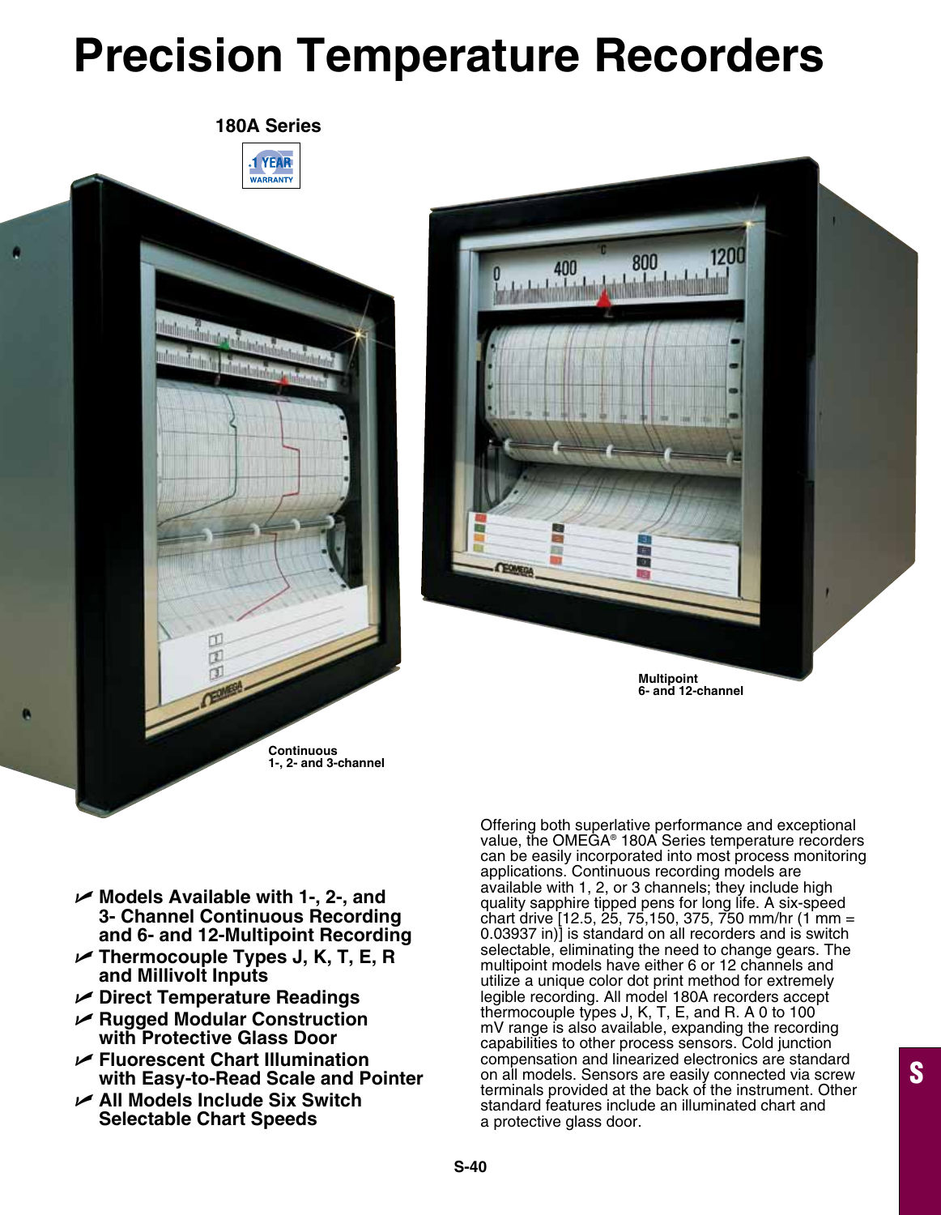# Precision Temperature Recorders

**180A Series**

1 YEAR WARRANTY

**Continuous**
**1-, 2- and 3-channel**

**Multipoint**
**6- and 12-channel**

- **Models Available with 1-, 2-, and 3- Channel Continuous Recording and 6- and 12-Multipoint Recording**
- **Thermocouple Types J, K, T, E, R and Millivolt Inputs**
- **Direct Temperature Readings**
- **Rugged Modular Construction with Protective Glass Door**
- **Fluorescent Chart Illumination with Easy-to-Read Scale and Pointer**
- **All Models Include Six Switch Selectable Chart Speeds**

Offering both superlative performance and exceptional value, the OMEGA® 180A Series temperature recorders can be easily incorporated into most process monitoring applications. Continuous recording models are available with 1, 2, or 3 channels; they include high quality sapphire tipped pens for long life. A six-speed chart drive [12.5, 25, 75,150, 375, 750 mm/hr (1 mm = 0.03937 in)] is standard on all recorders and is switch selectable, eliminating the need to change gears. The multipoint models have either 6 or 12 channels and utilize a unique color dot print method for extremely legible recording. All model 180A recorders accept thermocouple types J, K, T, E, and R. A 0 to 100 mV range is also available, expanding the recording capabilities to other process sensors. Cold junction compensation and linearized electronics are standard on all models. Sensors are easily connected via screw terminals provided at the back of the instrument. Other standard features include an illuminated chart and a protective glass door.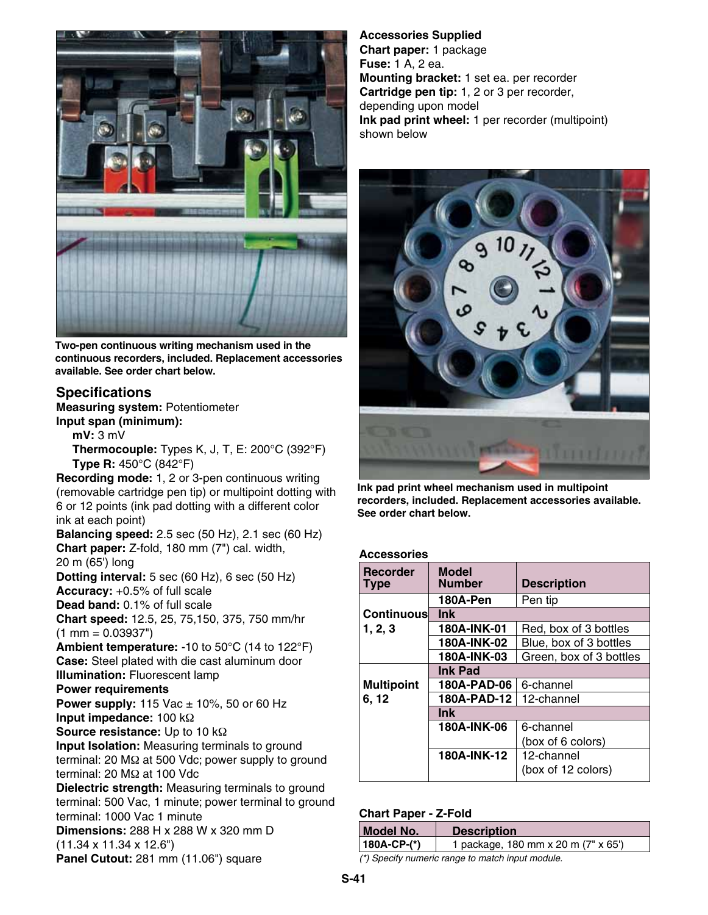Two-pen continuous writing mechanism used in the continuous recorders, included. Replacement accessories available. See order chart below.

## Specifications

**Measuring system:** Potentiometer
**Input span (minimum):**
- **mV:** 3 mV
- **Thermocouple:** Types K, J, T, E: 200°C (392°F)
- **Type R:** 450°C (842°F)

**Recording mode:** 1, 2 or 3-pen continuous writing (removable cartridge pen tip) or multipoint dotting with 6 or 12 points (ink pad dotting with a different color ink at each point)
**Balancing speed:** 2.5 sec (50 Hz), 2.1 sec (60 Hz)
**Chart paper:** Z-fold, 180 mm (7") cal. width, 20 m (65') long
**Dotting interval:** 5 sec (60 Hz), 6 sec (50 Hz)
**Accuracy:** +0.5% of full scale
**Dead band:** 0.1% of full scale
**Chart speed:** 12.5, 25, 75,150, 375, 750 mm/hr (1 mm = 0.03937")
**Ambient temperature:** -10 to 50°C (14 to 122°F)
**Case:** Steel plated with die cast aluminum door
**Illumination:** Fluorescent lamp
**Power requirements**
**Power supply:** 115 Vac ± 10%, 50 or 60 Hz
**Input impedance:** 100 kΩ
**Source resistance:** Up to 10 kΩ
**Input Isolation:** Measuring terminals to ground terminal: 20 MΩ at 500 Vdc; power supply to ground terminal: 20 MΩ at 100 Vdc
**Dielectric strength:** Measuring terminals to ground terminal: 500 Vac, 1 minute; power terminal to ground terminal: 1000 Vac 1 minute
**Dimensions:** 288 H x 288 W x 320 mm D (11.34 x 11.34 x 12.6")
**Panel Cutout:** 281 mm (11.06") square

**Accessories Supplied**
**Chart paper:** 1 package
**Fuse:** 1 A, 2 ea.
**Mounting bracket:** 1 set ea. per recorder
**Cartridge pen tip:** 1, 2 or 3 per recorder, depending upon model
**Ink pad print wheel:** 1 per recorder (multipoint) shown below

Ink pad print wheel mechanism used in multipoint recorders, included. Replacement accessories available. See order chart below.

**Accessories**

| Recorder Type | Model Number | Description |
|---|---|---|
| Continuous 1, 2, 3 | 180A-Pen | Pen tip |
| | **Ink** | |
| | 180A-INK-01 | Red, box of 3 bottles |
| | 180A-INK-02 | Blue, box of 3 bottles |
| | 180A-INK-03 | Green, box of 3 bottles |
| Multipoint 6, 12 | **Ink Pad** | |
| | 180A-PAD-06 | 6-channel |
| | 180A-PAD-12 | 12-channel |
| | **Ink** | |
| | 180A-INK-06 | 6-channel (box of 6 colors) |
| | 180A-INK-12 | 12-channel (box of 12 colors) |

**Chart Paper - Z-Fold**

| Model No. | Description |
|---|---|
| 180A-CP-(*) | 1 package, 180 mm x 20 m (7" x 65') |

*(*) Specify numeric range to match input module.*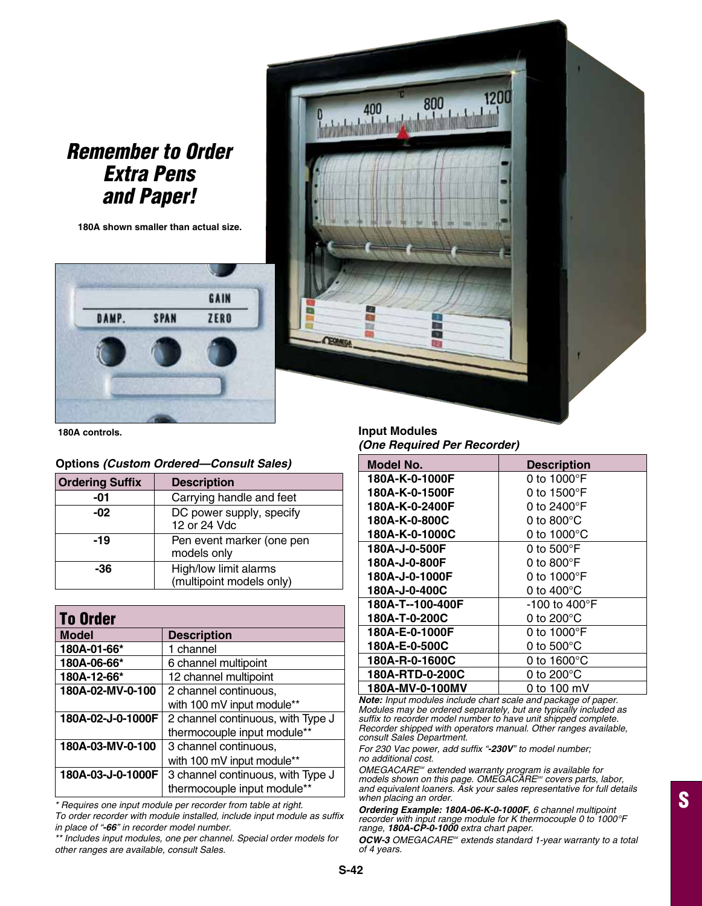## Remember to Order Extra Pens and Paper!

**180A shown smaller than actual size.**

**180A controls.**

### Options *(Custom Ordered—Consult Sales)*

| Ordering Suffix | Description |
|---|---|
| -01 | Carrying handle and feet |
| -02 | DC power supply, specify 12 or 24 Vdc |
| -19 | Pen event marker (one pen models only |
| -36 | High/low limit alarms (multipoint models only) |

### To Order

| Model | Description |
|---|---|
| 180A-01-66* | 1 channel |
| 180A-06-66* | 6 channel multipoint |
| 180A-12-66* | 12 channel multipoint |
| 180A-02-MV-0-100 | 2 channel continuous, with 100 mV input module** |
| 180A-02-J-0-1000F | 2 channel continuous, with Type J thermocouple input module** |
| 180A-03-MV-0-100 | 3 channel continuous, with 100 mV input module** |
| 180A-03-J-0-1000F | 3 channel continuous, with Type J thermocouple input module** |

*\* Requires one input module per recorder from table at right.*
*To order recorder with module installed, include input module as suffix in place of "-66" in recorder model number.*
*\*\* Includes input modules, one per channel. Special order models for other ranges are available, consult Sales.*

### Input Modules
### *(One Required Per Recorder)*

| Model No. | Description |
|---|---|
| 180A-K-0-1000F | 0 to 1000°F |
| 180A-K-0-1500F | 0 to 1500°F |
| 180A-K-0-2400F | 0 to 2400°F |
| 180A-K-0-800C | 0 to 800°C |
| 180A-K-0-1000C | 0 to 1000°C |
| 180A-J-0-500F | 0 to 500°F |
| 180A-J-0-800F | 0 to 800°F |
| 180A-J-0-1000F | 0 to 1000°F |
| 180A-J-0-400C | 0 to 400°C |
| 180A-T--100-400F | -100 to 400°F |
| 180A-T-0-200C | 0 to 200°C |
| 180A-E-0-1000F | 0 to 1000°F |
| 180A-E-0-500C | 0 to 500°C |
| 180A-R-0-1600C | 0 to 1600°C |
| 180A-RTD-0-200C | 0 to 200°C |
| 180A-MV-0-100MV | 0 to 100 mV |

***Note:** Input modules include chart scale and package of paper. Modules may be ordered separately, but are typically included as suffix to recorder model number to have unit shipped complete. Recorder shipped with operators manual. Other ranges available, consult Sales Department.*

*For 230 Vac power, add suffix "**-230V**" to model number; no additional cost.*

*OMEGACARE℠ extended warranty program is available for models shown on this page. OMEGACARE℠ covers parts, labor, and equivalent loaners. Ask your sales representative for full details when placing an order.*

***Ordering Example: 180A-06-K-0-1000F,** 6 channel multipoint recorder with input range module for K thermocouple 0 to 1000°F range, **180A-CP-0-1000** extra chart paper.*

***OCW-3** OMEGACARE℠ extends standard 1-year warranty to a total of 4 years.*